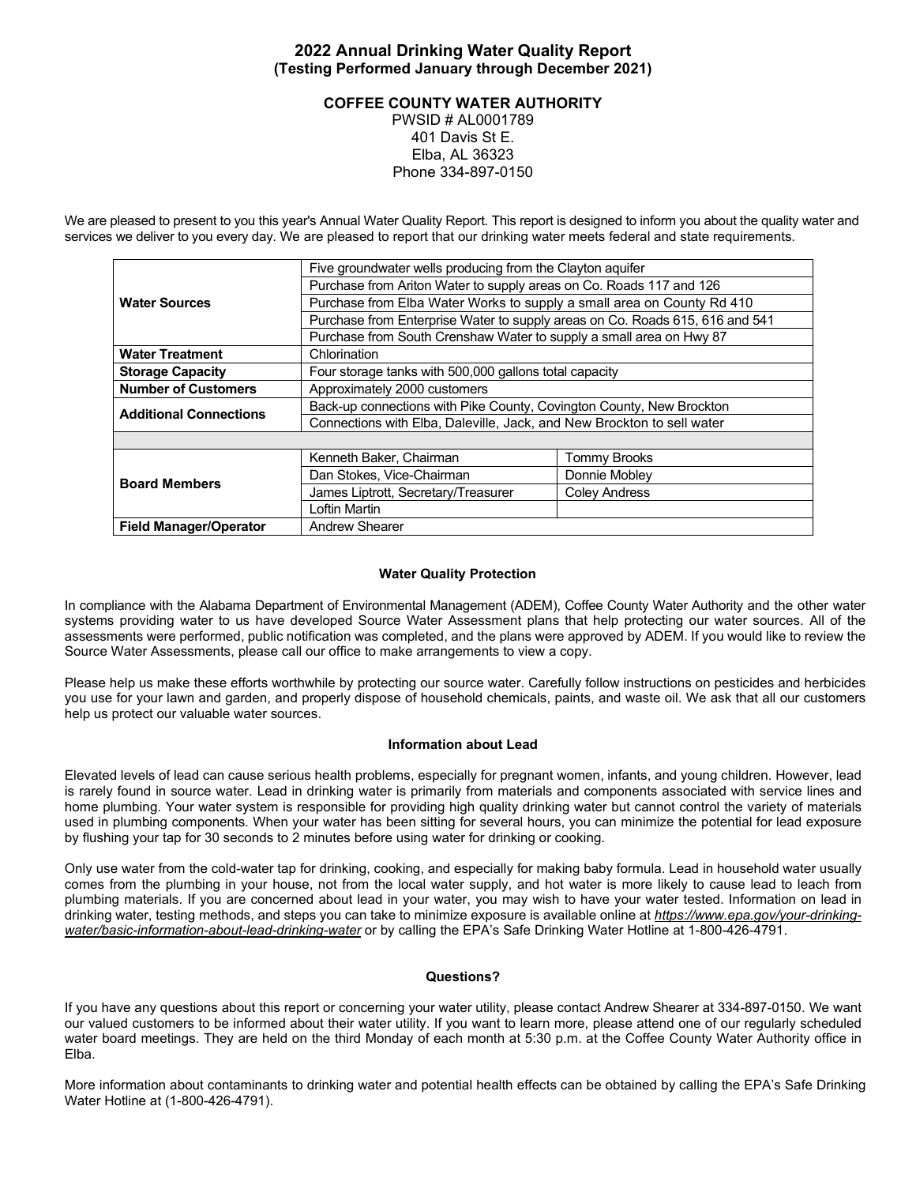# 2022 Annual Drinking Water Quality Report
## (Testing Performed January through December 2021)

**COFFEE COUNTY WATER AUTHORITY**
PWSID # AL0001789
401 Davis St E.
Elba, AL 36323
Phone 334-897-0150

We are pleased to present to you this year's Annual Water Quality Report. This report is designed to inform you about the quality water and services we deliver to you every day. We are pleased to report that our drinking water meets federal and state requirements.

| | | |
|---|---|---|
| **Water Sources** | Five groundwater wells producing from the Clayton aquifer | |
| | Purchase from Ariton Water to supply areas on Co. Roads 117 and 126 | |
| | Purchase from Elba Water Works to supply a small area on County Rd 410 | |
| | Purchase from Enterprise Water to supply areas on Co. Roads 615, 616 and 541 | |
| | Purchase from South Crenshaw Water to supply a small area on Hwy 87 | |
| **Water Treatment** | Chlorination | |
| **Storage Capacity** | Four storage tanks with 500,000 gallons total capacity | |
| **Number of Customers** | Approximately 2000 customers | |
| **Additional Connections** | Back-up connections with Pike County, Covington County, New Brockton | |
| | Connections with Elba, Daleville, Jack, and New Brockton to sell water | |
| | | |
| **Board Members** | Kenneth Baker, Chairman | Tommy Brooks |
| | Dan Stokes, Vice-Chairman | Donnie Mobley |
| | James Liptrott, Secretary/Treasurer | Coley Andress |
| | Loftin Martin | |
| **Field Manager/Operator** | Andrew Shearer | |

### Water Quality Protection

In compliance with the Alabama Department of Environmental Management (ADEM), Coffee County Water Authority and the other water systems providing water to us have developed Source Water Assessment plans that help protecting our water sources. All of the assessments were performed, public notification was completed, and the plans were approved by ADEM. If you would like to review the Source Water Assessments, please call our office to make arrangements to view a copy.

Please help us make these efforts worthwhile by protecting our source water. Carefully follow instructions on pesticides and herbicides you use for your lawn and garden, and properly dispose of household chemicals, paints, and waste oil. We ask that all our customers help us protect our valuable water sources.

### Information about Lead

Elevated levels of lead can cause serious health problems, especially for pregnant women, infants, and young children. However, lead is rarely found in source water. Lead in drinking water is primarily from materials and components associated with service lines and home plumbing. Your water system is responsible for providing high quality drinking water but cannot control the variety of materials used in plumbing components. When your water has been sitting for several hours, you can minimize the potential for lead exposure by flushing your tap for 30 seconds to 2 minutes before using water for drinking or cooking.

Only use water from the cold-water tap for drinking, cooking, and especially for making baby formula. Lead in household water usually comes from the plumbing in your house, not from the local water supply, and hot water is more likely to cause lead to leach from plumbing materials. If you are concerned about lead in your water, you may wish to have your water tested. Information on lead in drinking water, testing methods, and steps you can take to minimize exposure is available online at *https://www.epa.gov/your-drinking-water/basic-information-about-lead-drinking-water* or by calling the EPA's Safe Drinking Water Hotline at 1-800-426-4791.

### Questions?

If you have any questions about this report or concerning your water utility, please contact Andrew Shearer at 334-897-0150. We want our valued customers to be informed about their water utility. If you want to learn more, please attend one of our regularly scheduled water board meetings. They are held on the third Monday of each month at 5:30 p.m. at the Coffee County Water Authority office in Elba.

More information about contaminants to drinking water and potential health effects can be obtained by calling the EPA's Safe Drinking Water Hotline at (1-800-426-4791).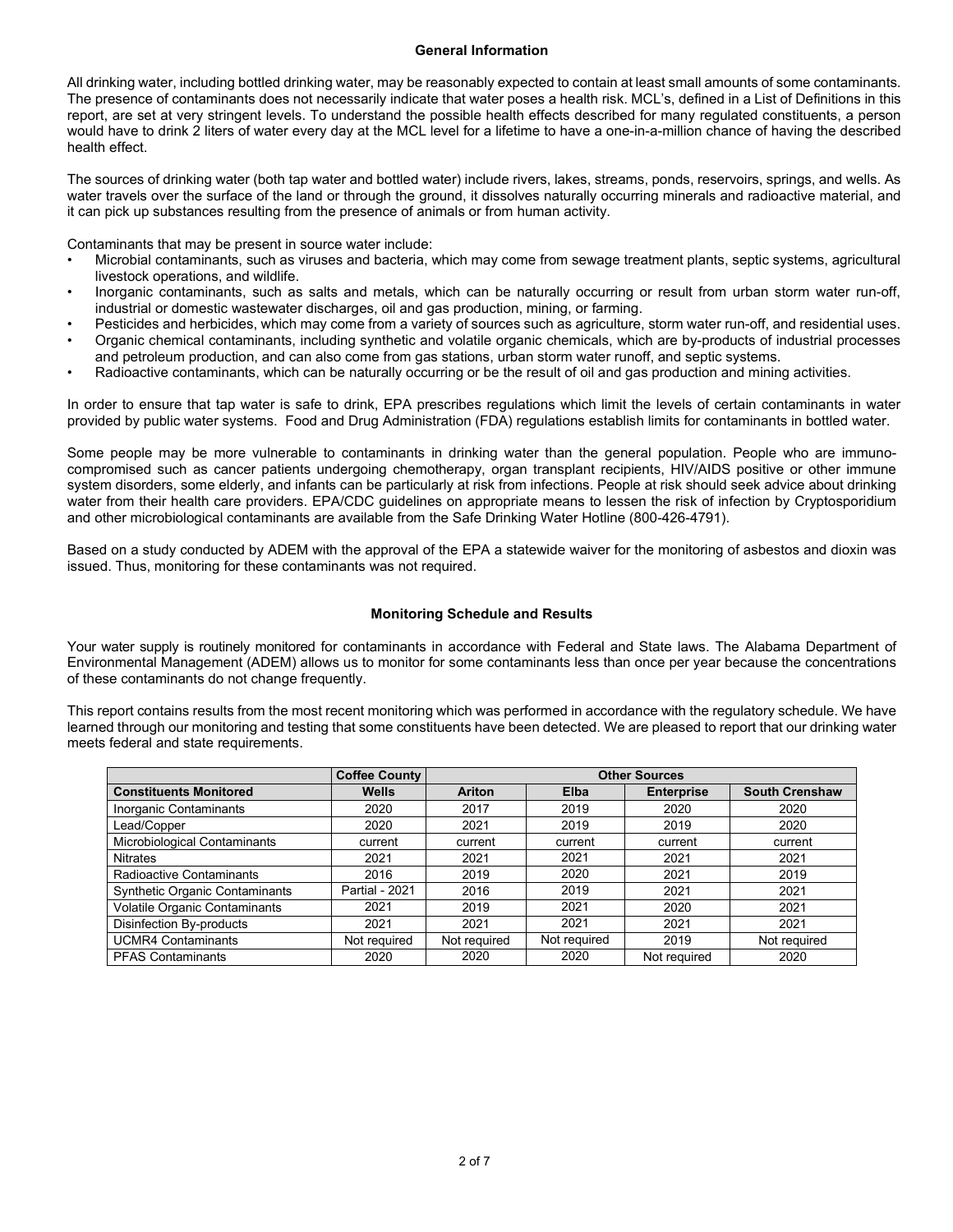## General Information

All drinking water, including bottled drinking water, may be reasonably expected to contain at least small amounts of some contaminants. The presence of contaminants does not necessarily indicate that water poses a health risk. MCL's, defined in a List of Definitions in this report, are set at very stringent levels. To understand the possible health effects described for many regulated constituents, a person would have to drink 2 liters of water every day at the MCL level for a lifetime to have a one-in-a-million chance of having the described health effect.

The sources of drinking water (both tap water and bottled water) include rivers, lakes, streams, ponds, reservoirs, springs, and wells. As water travels over the surface of the land or through the ground, it dissolves naturally occurring minerals and radioactive material, and it can pick up substances resulting from the presence of animals or from human activity.

Contaminants that may be present in source water include:

- Microbial contaminants, such as viruses and bacteria, which may come from sewage treatment plants, septic systems, agricultural livestock operations, and wildlife.
- Inorganic contaminants, such as salts and metals, which can be naturally occurring or result from urban storm water run-off, industrial or domestic wastewater discharges, oil and gas production, mining, or farming.
- Pesticides and herbicides, which may come from a variety of sources such as agriculture, storm water run-off, and residential uses.
- Organic chemical contaminants, including synthetic and volatile organic chemicals, which are by-products of industrial processes and petroleum production, and can also come from gas stations, urban storm water runoff, and septic systems.
- Radioactive contaminants, which can be naturally occurring or be the result of oil and gas production and mining activities.

In order to ensure that tap water is safe to drink, EPA prescribes regulations which limit the levels of certain contaminants in water provided by public water systems. Food and Drug Administration (FDA) regulations establish limits for contaminants in bottled water.

Some people may be more vulnerable to contaminants in drinking water than the general population. People who are immuno-compromised such as cancer patients undergoing chemotherapy, organ transplant recipients, HIV/AIDS positive or other immune system disorders, some elderly, and infants can be particularly at risk from infections. People at risk should seek advice about drinking water from their health care providers. EPA/CDC guidelines on appropriate means to lessen the risk of infection by Cryptosporidium and other microbiological contaminants are available from the Safe Drinking Water Hotline (800-426-4791).

Based on a study conducted by ADEM with the approval of the EPA a statewide waiver for the monitoring of asbestos and dioxin was issued. Thus, monitoring for these contaminants was not required.

## Monitoring Schedule and Results

Your water supply is routinely monitored for contaminants in accordance with Federal and State laws. The Alabama Department of Environmental Management (ADEM) allows us to monitor for some contaminants less than once per year because the concentrations of these contaminants do not change frequently.

This report contains results from the most recent monitoring which was performed in accordance with the regulatory schedule. We have learned through our monitoring and testing that some constituents have been detected. We are pleased to report that our drinking water meets federal and state requirements.

| | Coffee County | Other Sources | | | |
|---|---|---|---|---|---|
| **Constituents Monitored** | **Wells** | **Ariton** | **Elba** | **Enterprise** | **South Crenshaw** |
| Inorganic Contaminants | 2020 | 2017 | 2019 | 2020 | 2020 |
| Lead/Copper | 2020 | 2021 | 2019 | 2019 | 2020 |
| Microbiological Contaminants | current | current | current | current | current |
| Nitrates | 2021 | 2021 | 2021 | 2021 | 2021 |
| Radioactive Contaminants | 2016 | 2019 | 2020 | 2021 | 2019 |
| Synthetic Organic Contaminants | Partial - 2021 | 2016 | 2019 | 2021 | 2021 |
| Volatile Organic Contaminants | 2021 | 2019 | 2021 | 2020 | 2021 |
| Disinfection By-products | 2021 | 2021 | 2021 | 2021 | 2021 |
| UCMR4 Contaminants | Not required | Not required | Not required | 2019 | Not required |
| PFAS Contaminants | 2020 | 2020 | 2020 | Not required | 2020 |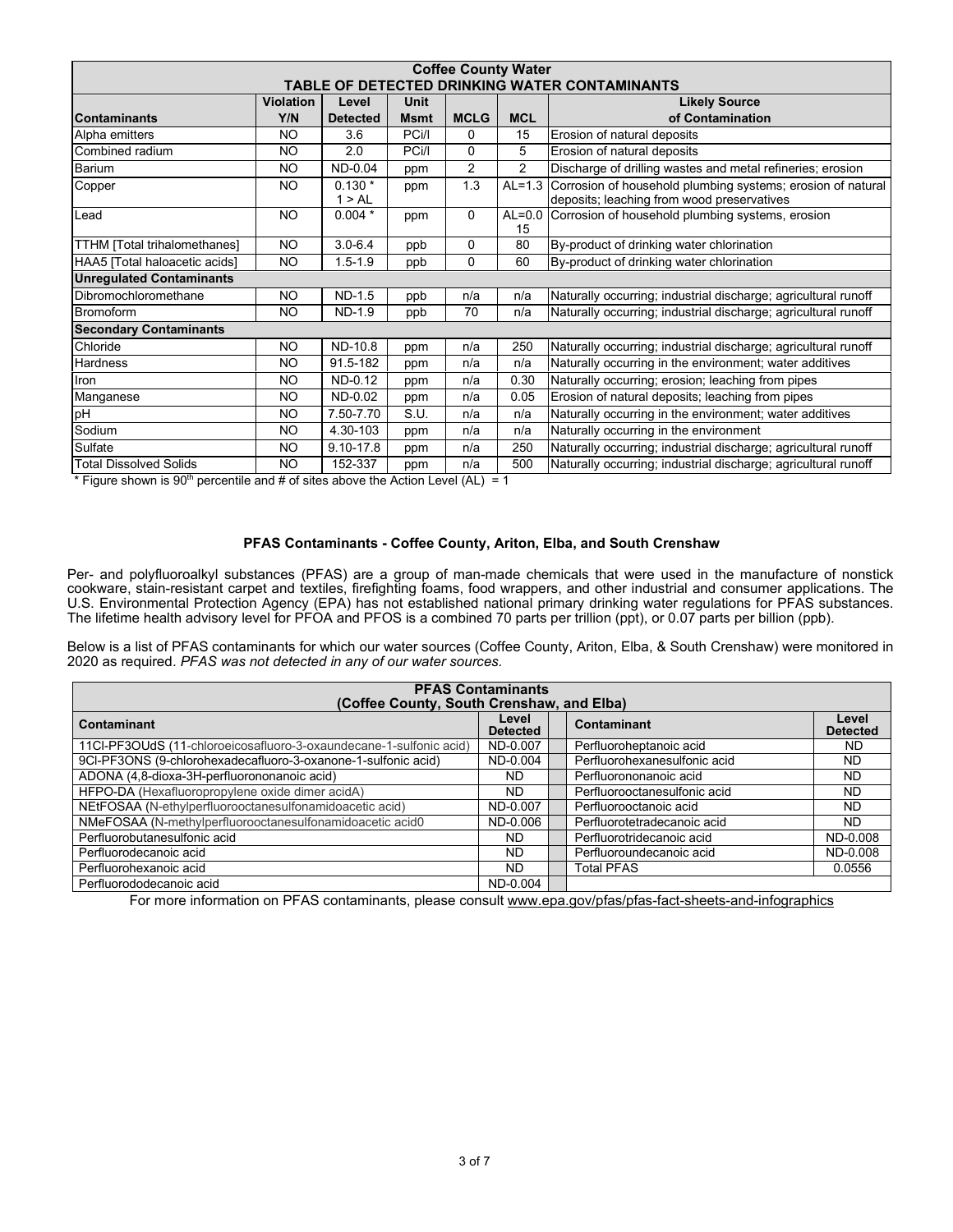| Coffee County Water TABLE OF DETECTED DRINKING WATER CONTAMINANTS | | | | | | |
|---|---|---|---|---|---|---|
| **Contaminants** | **Violation Y/N** | **Level Detected** | **Unit Msmt** | **MCLG** | **MCL** | **Likely Source of Contamination** |
| Alpha emitters | NO | 3.6 | PCi/l | 0 | 15 | Erosion of natural deposits |
| Combined radium | NO | 2.0 | PCi/l | 0 | 5 | Erosion of natural deposits |
| Barium | NO | ND-0.04 | ppm | 2 | 2 | Discharge of drilling wastes and metal refineries; erosion |
| Copper | NO | 0.130 * 1 > AL | ppm | 1.3 | AL=1.3 | Corrosion of household plumbing systems; erosion of natural deposits; leaching from wood preservatives |
| Lead | NO | 0.004 * | ppm | 0 | AL=0.015 | Corrosion of household plumbing systems, erosion |
| TTHM [Total trihalomethanes] | NO | 3.0-6.4 | ppb | 0 | 80 | By-product of drinking water chlorination |
| HAA5 [Total haloacetic acids] | NO | 1.5-1.9 | ppb | 0 | 60 | By-product of drinking water chlorination |
| **Unregulated Contaminants** | | | | | | |
| Dibromochloromethane | NO | ND-1.5 | ppb | n/a | n/a | Naturally occurring; industrial discharge; agricultural runoff |
| Bromoform | NO | ND-1.9 | ppb | 70 | n/a | Naturally occurring; industrial discharge; agricultural runoff |
| **Secondary Contaminants** | | | | | | |
| Chloride | NO | ND-10.8 | ppm | n/a | 250 | Naturally occurring; industrial discharge; agricultural runoff |
| Hardness | NO | 91.5-182 | ppm | n/a | n/a | Naturally occurring in the environment; water additives |
| Iron | NO | ND-0.12 | ppm | n/a | 0.30 | Naturally occurring; erosion; leaching from pipes |
| Manganese | NO | ND-0.02 | ppm | n/a | 0.05 | Erosion of natural deposits; leaching from pipes |
| pH | NO | 7.50-7.70 | S.U. | n/a | n/a | Naturally occurring in the environment; water additives |
| Sodium | NO | 4.30-103 | ppm | n/a | n/a | Naturally occurring in the environment |
| Sulfate | NO | 9.10-17.8 | ppm | n/a | 250 | Naturally occurring; industrial discharge; agricultural runoff |
| Total Dissolved Solids | NO | 152-337 | ppm | n/a | 500 | Naturally occurring; industrial discharge; agricultural runoff |

* Figure shown is 90th percentile and # of sites above the Action Level (AL) = 1

### PFAS Contaminants - Coffee County, Ariton, Elba, and South Crenshaw

Per- and polyfluoroalkyl substances (PFAS) are a group of man-made chemicals that were used in the manufacture of nonstick cookware, stain-resistant carpet and textiles, firefighting foams, food wrappers, and other industrial and consumer applications. The U.S. Environmental Protection Agency (EPA) has not established national primary drinking water regulations for PFAS substances. The lifetime health advisory level for PFOA and PFOS is a combined 70 parts per trillion (ppt), or 0.07 parts per billion (ppb).

Below is a list of PFAS contaminants for which our water sources (Coffee County, Ariton, Elba, & South Crenshaw) were monitored in 2020 as required. *PFAS was not detected in any of our water sources.*

| PFAS Contaminants (Coffee County, South Crenshaw, and Elba) | | | |
|---|---|---|---|
| **Contaminant** | **Level Detected** | **Contaminant** | **Level Detected** |
| 11Cl-PF3OUdS (11-chloroeicosafluoro-3-oxaundecane-1-sulfonic acid) | ND-0.007 | Perfluoroheptanoic acid | ND |
| 9Cl-PF3ONS (9-chlorohexadecafluoro-3-oxanone-1-sulfonic acid) | ND-0.004 | Perfluorohexanesulfonic acid | ND |
| ADONA (4,8-dioxa-3H-perfluorononanoic acid) | ND | Perfluorononanoic acid | ND |
| HFPO-DA (Hexafluoropropylene oxide dimer acidA) | ND | Perfluorooctanesulfonic acid | ND |
| NEtFOSAA (N-ethylperfluorooctanesulfonamidoacetic acid) | ND-0.007 | Perfluorooctanoic acid | ND |
| NMeFOSAA (N-methylperfluorooctanesulfonamidoacetic acid0 | ND-0.006 | Perfluorotetradecanoic acid | ND |
| Perfluorobutanesulfonic acid | ND | Perfluorotridecanoic acid | ND-0.008 |
| Perfluorodecanoic acid | ND | Perfluoroundecanoic acid | ND-0.008 |
| Perfluorohexanoic acid | ND | Total PFAS | 0.0556 |
| Perfluorododecanoic acid | ND-0.004 | | |

For more information on PFAS contaminants, please consult www.epa.gov/pfas/pfas-fact-sheets-and-infographics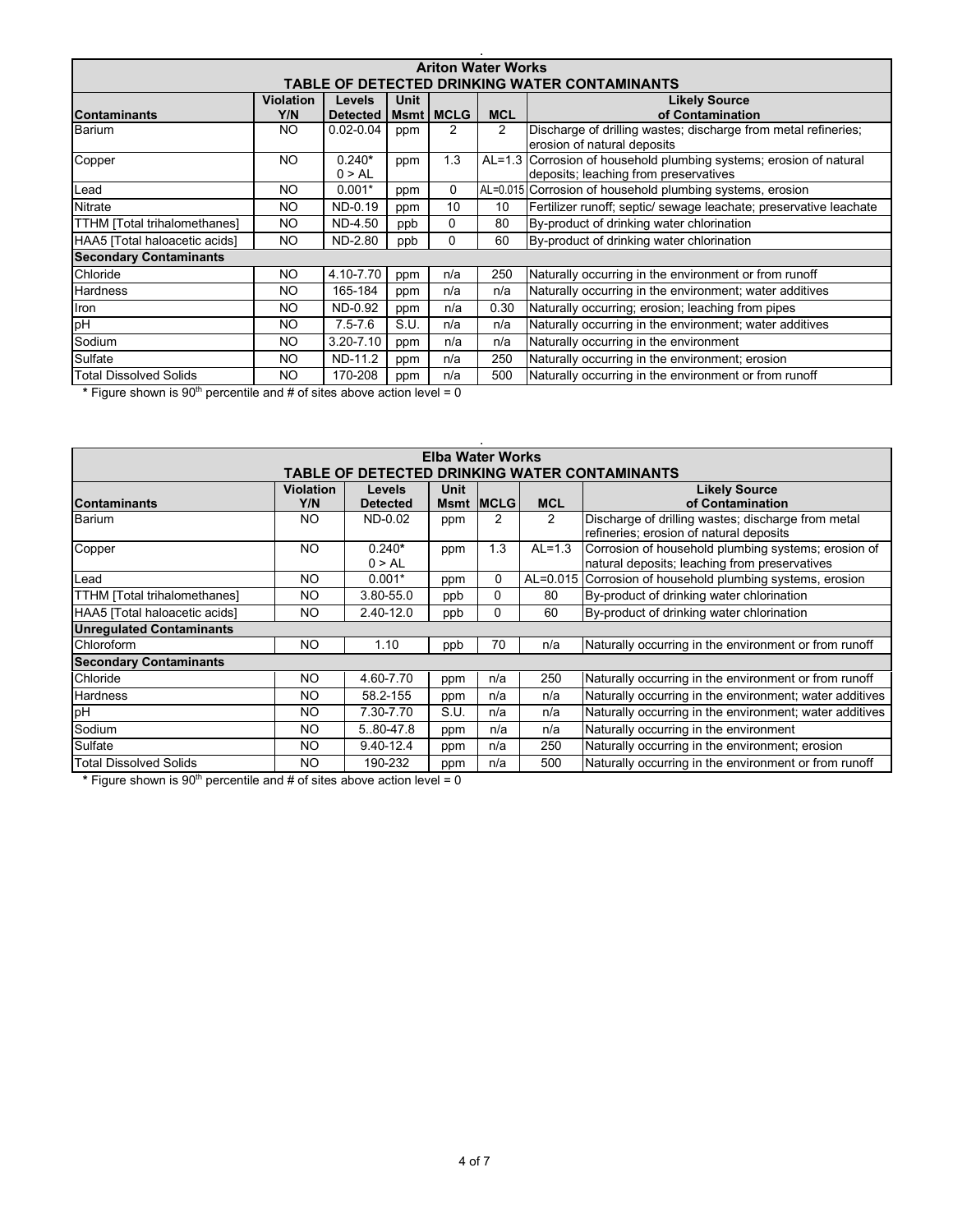## Ariton Water Works

### TABLE OF DETECTED DRINKING WATER CONTAMINANTS

| Contaminants | Violation Y/N | Levels Detected | Unit Msmt | MCLG | MCL | Likely Source of Contamination |
|---|---|---|---|---|---|---|
| Barium | NO | 0.02-0.04 | ppm | 2 | 2 | Discharge of drilling wastes; discharge from metal refineries; erosion of natural deposits |
| Copper | NO | 0.240* 0 > AL | ppm | 1.3 | AL=1.3 | Corrosion of household plumbing systems; erosion of natural deposits; leaching from preservatives |
| Lead | NO | 0.001* | ppm | 0 | AL=0.015 | Corrosion of household plumbing systems, erosion |
| Nitrate | NO | ND-0.19 | ppm | 10 | 10 | Fertilizer runoff; septic/ sewage leachate; preservative leachate |
| TTHM [Total trihalomethanes] | NO | ND-4.50 | ppb | 0 | 80 | By-product of drinking water chlorination |
| HAA5 [Total haloacetic acids] | NO | ND-2.80 | ppb | 0 | 60 | By-product of drinking water chlorination |
| **Secondary Contaminants** | | | | | | |
| Chloride | NO | 4.10-7.70 | ppm | n/a | 250 | Naturally occurring in the environment or from runoff |
| Hardness | NO | 165-184 | ppm | n/a | n/a | Naturally occurring in the environment; water additives |
| Iron | NO | ND-0.92 | ppm | n/a | 0.30 | Naturally occurring; erosion; leaching from pipes |
| pH | NO | 7.5-7.6 | S.U. | n/a | n/a | Naturally occurring in the environment; water additives |
| Sodium | NO | 3.20-7.10 | ppm | n/a | n/a | Naturally occurring in the environment |
| Sulfate | NO | ND-11.2 | ppm | n/a | 250 | Naturally occurring in the environment; erosion |
| Total Dissolved Solids | NO | 170-208 | ppm | n/a | 500 | Naturally occurring in the environment or from runoff |

* Figure shown is 90th percentile and # of sites above action level = 0

## Elba Water Works

### TABLE OF DETECTED DRINKING WATER CONTAMINANTS

| Contaminants | Violation Y/N | Levels Detected | Unit Msmt | MCLG | MCL | Likely Source of Contamination |
|---|---|---|---|---|---|---|
| Barium | NO | ND-0.02 | ppm | 2 | 2 | Discharge of drilling wastes; discharge from metal refineries; erosion of natural deposits |
| Copper | NO | 0.240* 0 > AL | ppm | 1.3 | AL=1.3 | Corrosion of household plumbing systems; erosion of natural deposits; leaching from preservatives |
| Lead | NO | 0.001* | ppm | 0 | AL=0.015 | Corrosion of household plumbing systems, erosion |
| TTHM [Total trihalomethanes] | NO | 3.80-55.0 | ppb | 0 | 80 | By-product of drinking water chlorination |
| HAA5 [Total haloacetic acids] | NO | 2.40-12.0 | ppb | 0 | 60 | By-product of drinking water chlorination |
| **Unregulated Contaminants** | | | | | | |
| Chloroform | NO | 1.10 | ppb | 70 | n/a | Naturally occurring in the environment or from runoff |
| **Secondary Contaminants** | | | | | | |
| Chloride | NO | 4.60-7.70 | ppm | n/a | 250 | Naturally occurring in the environment or from runoff |
| Hardness | NO | 58.2-155 | ppm | n/a | n/a | Naturally occurring in the environment; water additives |
| pH | NO | 7.30-7.70 | S.U. | n/a | n/a | Naturally occurring in the environment; water additives |
| Sodium | NO | 5..80-47.8 | ppm | n/a | n/a | Naturally occurring in the environment |
| Sulfate | NO | 9.40-12.4 | ppm | n/a | 250 | Naturally occurring in the environment; erosion |
| Total Dissolved Solids | NO | 190-232 | ppm | n/a | 500 | Naturally occurring in the environment or from runoff |

* Figure shown is 90th percentile and # of sites above action level = 0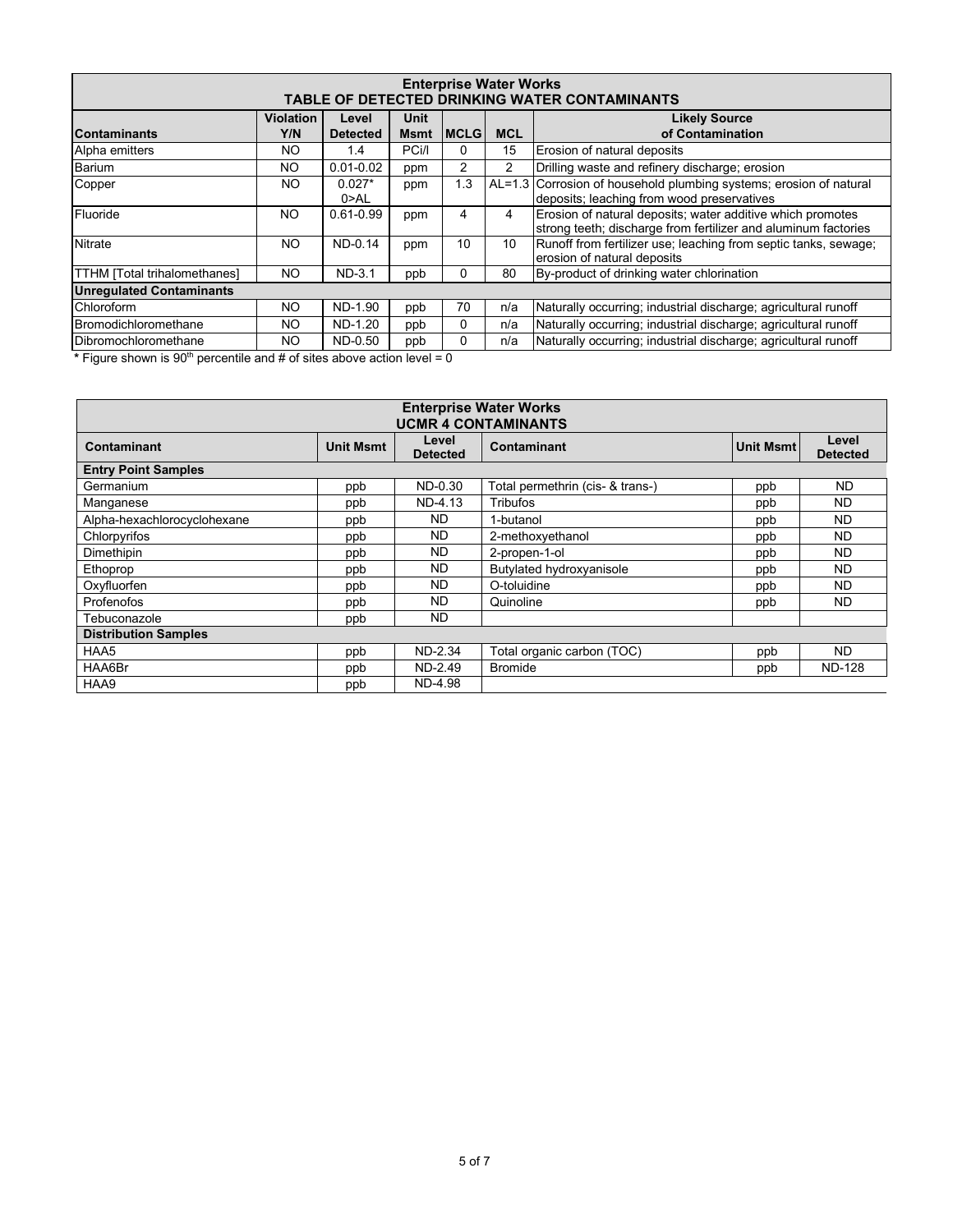## Enterprise Water Works
### TABLE OF DETECTED DRINKING WATER CONTAMINANTS

| Contaminants | Violation Y/N | Level Detected | Unit Msmt | MCLG | MCL | Likely Source of Contamination |
|---|---|---|---|---|---|---|
| Alpha emitters | NO | 1.4 | PCi/l | 0 | 15 | Erosion of natural deposits |
| Barium | NO | 0.01-0.02 | ppm | 2 | 2 | Drilling waste and refinery discharge; erosion |
| Copper | NO | 0.027* 0>AL | ppm | 1.3 | AL=1.3 | Corrosion of household plumbing systems; erosion of natural deposits; leaching from wood preservatives |
| Fluoride | NO | 0.61-0.99 | ppm | 4 | 4 | Erosion of natural deposits; water additive which promotes strong teeth; discharge from fertilizer and aluminum factories |
| Nitrate | NO | ND-0.14 | ppm | 10 | 10 | Runoff from fertilizer use; leaching from septic tanks, sewage; erosion of natural deposits |
| TTHM [Total trihalomethanes] | NO | ND-3.1 | ppb | 0 | 80 | By-product of drinking water chlorination |
| **Unregulated Contaminants** | | | | | | |
| Chloroform | NO | ND-1.90 | ppb | 70 | n/a | Naturally occurring; industrial discharge; agricultural runoff |
| Bromodichloromethane | NO | ND-1.20 | ppb | 0 | n/a | Naturally occurring; industrial discharge; agricultural runoff |
| Dibromochloromethane | NO | ND-0.50 | ppb | 0 | n/a | Naturally occurring; industrial discharge; agricultural runoff |

**\*** Figure shown is 90th percentile and # of sites above action level = 0

## Enterprise Water Works
### UCMR 4 CONTAMINANTS

| Contaminant | Unit Msmt | Level Detected | Contaminant | Unit Msmt | Level Detected |
|---|---|---|---|---|---|
| **Entry Point Samples** | | | | | |
| Germanium | ppb | ND-0.30 | Total permethrin (cis- & trans-) | ppb | ND |
| Manganese | ppb | ND-4.13 | Tribufos | ppb | ND |
| Alpha-hexachlorocyclohexane | ppb | ND | 1-butanol | ppb | ND |
| Chlorpyrifos | ppb | ND | 2-methoxyethanol | ppb | ND |
| Dimethipin | ppb | ND | 2-propen-1-ol | ppb | ND |
| Ethoprop | ppb | ND | Butylated hydroxyanisole | ppb | ND |
| Oxyfluorfen | ppb | ND | O-toluidine | ppb | ND |
| Profenofos | ppb | ND | Quinoline | ppb | ND |
| Tebuconazole | ppb | ND | | | |
| **Distribution Samples** | | | | | |
| HAA5 | ppb | ND-2.34 | Total organic carbon (TOC) | ppb | ND |
| HAA6Br | ppb | ND-2.49 | Bromide | ppb | ND-128 |
| HAA9 | ppb | ND-4.98 | | | |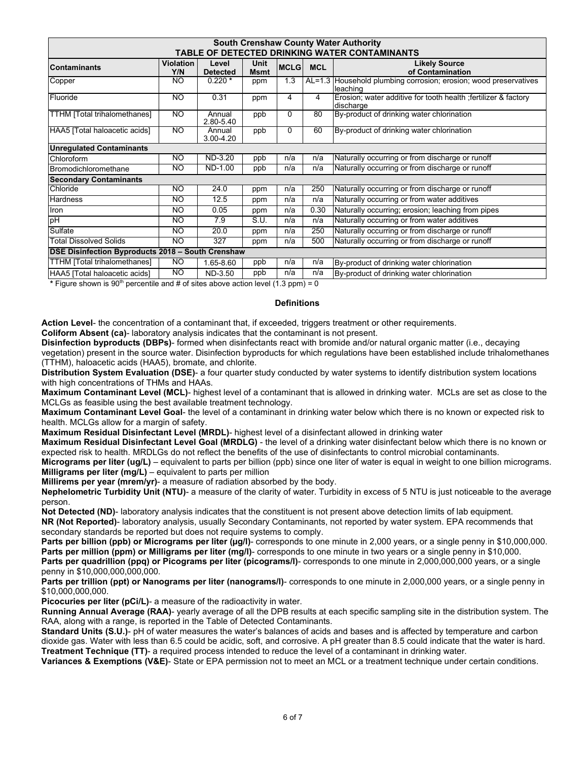| South Crenshaw County Water Authority TABLE OF DETECTED DRINKING WATER CONTAMINANTS | | | | | | |
|---|---|---|---|---|---|---|
| **Contaminants** | **Violation Y/N** | **Level Detected** | **Unit Msmt** | **MCLG** | **MCL** | **Likely Source of Contamination** |
| Copper | NO | 0.220 * | ppm | 1.3 | AL=1.3 | Household plumbing corrosion; erosion; wood preservatives leaching |
| Fluoride | NO | 0.31 | ppm | 4 | 4 | Erosion; water additive for tooth health ;fertilizer & factory discharge |
| TTHM [Total trihalomethanes] | NO | Annual 2.80-5.40 | ppb | 0 | 80 | By-product of drinking water chlorination |
| HAA5 [Total haloacetic acids] | NO | Annual 3.00-4.20 | ppb | 0 | 60 | By-product of drinking water chlorination |
| **Unregulated Contaminants** | | | | | | |
| Chloroform | NO | ND-3.20 | ppb | n/a | n/a | Naturally occurring or from discharge or runoff |
| Bromodichloromethane | NO | ND-1.00 | ppb | n/a | n/a | Naturally occurring or from discharge or runoff |
| **Secondary Contaminants** | | | | | | |
| Chloride | NO | 24.0 | ppm | n/a | 250 | Naturally occurring or from discharge or runoff |
| Hardness | NO | 12.5 | ppm | n/a | n/a | Naturally occurring or from water additives |
| Iron | NO | 0.05 | ppm | n/a | 0.30 | Naturally occurring; erosion; leaching from pipes |
| pH | NO | 7.9 | S.U. | n/a | n/a | Naturally occurring or from water additives |
| Sulfate | NO | 20.0 | ppm | n/a | 250 | Naturally occurring or from discharge or runoff |
| Total Dissolved Solids | NO | 327 | ppm | n/a | 500 | Naturally occurring or from discharge or runoff |
| **DSE Disinfection Byproducts 2018 – South Crenshaw** | | | | | | |
| TTHM [Total trihalomethanes] | NO | 1.65-8.60 | ppb | n/a | n/a | By-product of drinking water chlorination |
| HAA5 [Total haloacetic acids] | NO | ND-3.50 | ppb | n/a | n/a | By-product of drinking water chlorination |

\* Figure shown is 90th percentile and # of sites above action level (1.3 ppm) = 0

## Definitions

**Action Level**- the concentration of a contaminant that, if exceeded, triggers treatment or other requirements.

**Coliform Absent (ca)**- laboratory analysis indicates that the contaminant is not present.

**Disinfection byproducts (DBPs)**- formed when disinfectants react with bromide and/or natural organic matter (i.e., decaying vegetation) present in the source water. Disinfection byproducts for which regulations have been established include trihalomethanes (TTHM), haloacetic acids (HAA5), bromate, and chlorite.

**Distribution System Evaluation (DSE)**- a four quarter study conducted by water systems to identify distribution system locations with high concentrations of THMs and HAAs.

**Maximum Contaminant Level (MCL)**- highest level of a contaminant that is allowed in drinking water. MCLs are set as close to the MCLGs as feasible using the best available treatment technology.

**Maximum Contaminant Level Goal**- the level of a contaminant in drinking water below which there is no known or expected risk to health. MCLGs allow for a margin of safety.

**Maximum Residual Disinfectant Level (MRDL)**- highest level of a disinfectant allowed in drinking water

**Maximum Residual Disinfectant Level Goal (MRDLG)** - the level of a drinking water disinfectant below which there is no known or expected risk to health. MRDLGs do not reflect the benefits of the use of disinfectants to control microbial contaminants.

**Micrograms per liter (ug/L)** – equivalent to parts per billion (ppb) since one liter of water is equal in weight to one billion micrograms.

**Milligrams per liter (mg/L)** – equivalent to parts per million

**Millirems per year (mrem/yr)**- a measure of radiation absorbed by the body.

**Nephelometric Turbidity Unit (NTU)**- a measure of the clarity of water. Turbidity in excess of 5 NTU is just noticeable to the average person.

**Not Detected (ND)**- laboratory analysis indicates that the constituent is not present above detection limits of lab equipment.

**NR (Not Reported)**- laboratory analysis, usually Secondary Contaminants, not reported by water system. EPA recommends that secondary standards be reported but does not require systems to comply.

**Parts per billion (ppb) or Micrograms per liter (µg/l)**- corresponds to one minute in 2,000 years, or a single penny in $10,000,000.

**Parts per million (ppm) or Milligrams per liter (mg/l)**- corresponds to one minute in two years or a single penny in $10,000.

**Parts per quadrillion (ppq) or Picograms per liter (picograms/l)**- corresponds to one minute in 2,000,000,000 years, or a single penny in $10,000,000,000,000.

**Parts per trillion (ppt) or Nanograms per liter (nanograms/l)**- corresponds to one minute in 2,000,000 years, or a single penny in $10,000,000,000.

**Picocuries per liter (pCi/L)**- a measure of the radioactivity in water.

**Running Annual Average (RAA)**- yearly average of all the DPB results at each specific sampling site in the distribution system. The RAA, along with a range, is reported in the Table of Detected Contaminants.

**Standard Units (S.U.)**- pH of water measures the water's balances of acids and bases and is affected by temperature and carbon dioxide gas. Water with less than 6.5 could be acidic, soft, and corrosive. A pH greater than 8.5 could indicate that the water is hard.

**Treatment Technique (TT)**- a required process intended to reduce the level of a contaminant in drinking water.

**Variances & Exemptions (V&E)**- State or EPA permission not to meet an MCL or a treatment technique under certain conditions.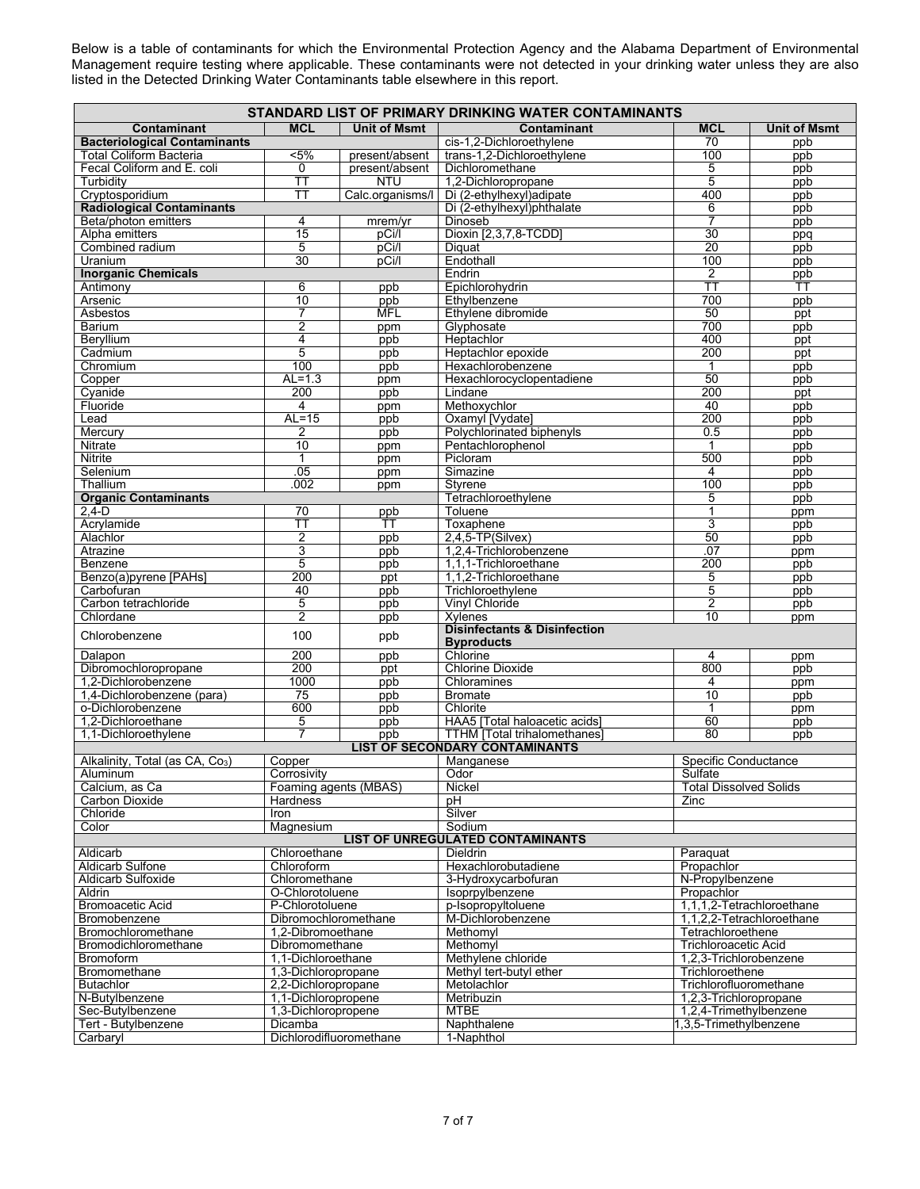Below is a table of contaminants for which the Environmental Protection Agency and the Alabama Department of Environmental Management require testing where applicable. These contaminants were not detected in your drinking water unless they are also listed in the Detected Drinking Water Contaminants table elsewhere in this report.

| STANDARD LIST OF PRIMARY DRINKING WATER CONTAMINANTS | | | | | |
|---|---|---|---|---|---|
| **Contaminant** | **MCL** | **Unit of Msmt** | **Contaminant** | **MCL** | **Unit of Msmt** |
| **Bacteriological Contaminants** | | | cis-1,2-Dichloroethylene | 70 | ppb |
| Total Coliform Bacteria | <5% | present/absent | trans-1,2-Dichloroethylene | 100 | ppb |
| Fecal Coliform and E. coli | 0 | present/absent | Dichloromethane | 5 | ppb |
| Turbidity | TT | NTU | 1,2-Dichloropropane | 5 | ppb |
| Cryptosporidium | TT | Calc.organisms/l | Di (2-ethylhexyl)adipate | 400 | ppb |
| **Radiological Contaminants** | | | Di (2-ethylhexyl)phthalate | 6 | ppb |
| Beta/photon emitters | 4 | mrem/yr | Dinoseb | 7 | ppb |
| Alpha emitters | 15 | pCi/l | Dioxin [2,3,7,8-TCDD] | 30 | ppq |
| Combined radium | 5 | pCi/l | Diquat | 20 | ppb |
| Uranium | 30 | pCi/l | Endothall | 100 | ppb |
| **Inorganic Chemicals** | | | Endrin | 2 | ppb |
| Antimony | 6 | ppb | Epichlorohydrin | TT | TT |
| Arsenic | 10 | ppb | Ethylbenzene | 700 | ppb |
| Asbestos | 7 | MFL | Ethylene dibromide | 50 | ppt |
| Barium | 2 | ppm | Glyphosate | 700 | ppb |
| Beryllium | 4 | ppb | Heptachlor | 400 | ppt |
| Cadmium | 5 | ppb | Heptachlor epoxide | 200 | ppt |
| Chromium | 100 | ppb | Hexachlorobenzene | 1 | ppb |
| Copper | AL=1.3 | ppm | Hexachlorocyclopentadiene | 50 | ppb |
| Cyanide | 200 | ppb | Lindane | 200 | ppt |
| Fluoride | 4 | ppm | Methoxychlor | 40 | ppb |
| Lead | AL=15 | ppb | Oxamyl [Vydate] | 200 | ppb |
| Mercury | 2 | ppb | Polychlorinated biphenyls | 0.5 | ppb |
| Nitrate | 10 | ppm | Pentachlorophenol | 1 | ppb |
| Nitrite | 1 | ppm | Picloram | 500 | ppb |
| Selenium | .05 | ppm | Simazine | 4 | ppb |
| Thallium | .002 | ppm | Styrene | 100 | ppb |
| **Organic Contaminants** | | | Tetrachloroethylene | 5 | ppb |
| 2,4-D | 70 | ppb | Toluene | 1 | ppm |
| Acrylamide | TT | TT | Toxaphene | 3 | ppb |
| Alachlor | 2 | ppb | 2,4,5-TP(Silvex) | 50 | ppb |
| Atrazine | 3 | ppb | 1,2,4-Trichlorobenzene | .07 | ppm |
| Benzene | 5 | ppb | 1,1,1-Trichloroethane | 200 | ppb |
| Benzo(a)pyrene [PAHs] | 200 | ppt | 1,1,2-Trichloroethane | 5 | ppb |
| Carbofuran | 40 | ppb | Trichloroethylene | 5 | ppb |
| Carbon tetrachloride | 5 | ppb | Vinyl Chloride | 2 | ppb |
| Chlordane | 2 | ppb | Xylenes | 10 | ppm |
| Chlorobenzene | 100 | ppb | **Disinfectants & Disinfection Byproducts** | | |
| Dalapon | 200 | ppb | Chlorine | 4 | ppm |
| Dibromochloropropane | 200 | ppt | Chlorine Dioxide | 800 | ppb |
| 1,2-Dichlorobenzene | 1000 | ppb | Chloramines | 4 | ppm |
| 1,4-Dichlorobenzene (para) | 75 | ppb | Bromate | 10 | ppb |
| o-Dichlorobenzene | 600 | ppb | Chlorite | 1 | ppm |
| 1,2-Dichloroethane | 5 | ppb | HAA5 [Total haloacetic acids] | 60 | ppb |
| 1,1-Dichloroethylene | 7 | ppb | TTHM [Total trihalomethanes] | 80 | ppb |

| LIST OF SECONDARY CONTAMINANTS | | | |
|---|---|---|---|
| Alkalinity, Total (as CA, $Co_3$) | Copper | Manganese | Specific Conductance |
| Aluminum | Corrosivity | Odor | Sulfate |
| Calcium, as Ca | Foaming agents (MBAS) | Nickel | Total Dissolved Solids |
| Carbon Dioxide | Hardness | pH | Zinc |
| Chloride | Iron | Silver | |
| Color | Magnesium | Sodium | |

| LIST OF UNREGULATED CONTAMINANTS | | | |
|---|---|---|---|
| Aldicarb | Chloroethane | Dieldrin | Paraquat |
| Aldicarb Sulfone | Chloroform | Hexachlorobutadiene | Propachlor |
| Aldicarb Sulfoxide | Chloromethane | 3-Hydroxycarbofuran | N-Propylbenzene |
| Aldrin | O-Chlorotoluene | Isoprpylbenzene | Propachlor |
| Bromoacetic Acid | P-Chlorotoluene | p-Isopropyltoluene | 1,1,1,2-Tetrachloroethane |
| Bromobenzene | Dibromochloromethane | M-Dichlorobenzene | 1,1,2,2-Tetrachloroethane |
| Bromochloromethane | 1,2-Dibromoethane | Methomyl | Tetrachloroethene |
| Bromodichloromethane | Dibromomethane | Methomyl | Trichloroacetic Acid |
| Bromoform | 1,1-Dichloroethane | Methylene chloride | 1,2,3-Trichlorobenzene |
| Bromomethane | 1,3-Dichloropropane | Methyl tert-butyl ether | Trichloroethene |
| Butachlor | 2,2-Dichloropropane | Metolachlor | Trichlorofluoromethane |
| N-Butylbenzene | 1,1-Dichloropropene | Metribuzin | 1,2,3-Trichloropropane |
| Sec-Butylbenzene | 1,3-Dichloropropene | MTBE | 1,2,4-Trimethylbenzene |
| Tert - Butylbenzene | Dicamba | Naphthalene | 1,3,5-Trimethylbenzene |
| Carbaryl | Dichlorodifluoromethane | 1-Naphthol | |